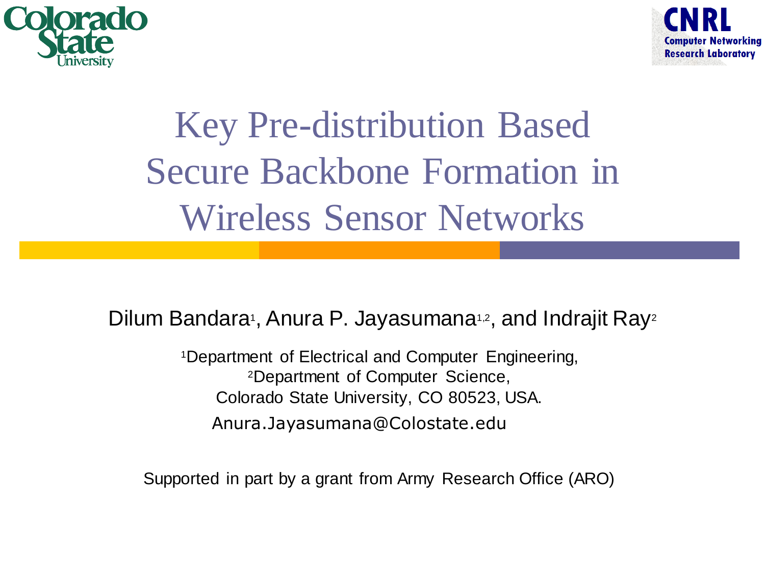# Key Pre-distribution Based Secure Backbone Formation in Wireless Sensor Networks

Dilum Bandara[1], Anura P. Jayasumana[1,2], and Indrajit Ray[2]

[1]Department of Electrical and Computer Engineering,
[2]Department of Computer Science,
Colorado State University, CO 80523, USA.
Anura.Jayasumana@Colostate.edu

Supported in part by a grant from Army Research Office (ARO)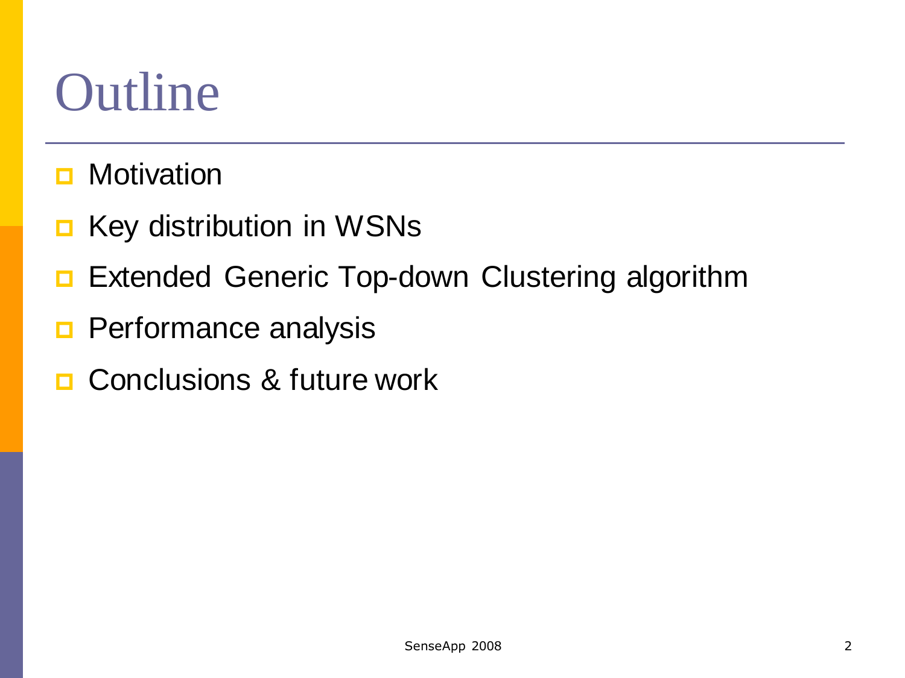# Outline

- Motivation
- Key distribution in WSNs
- Extended Generic Top-down Clustering algorithm
- Performance analysis
- Conclusions & future work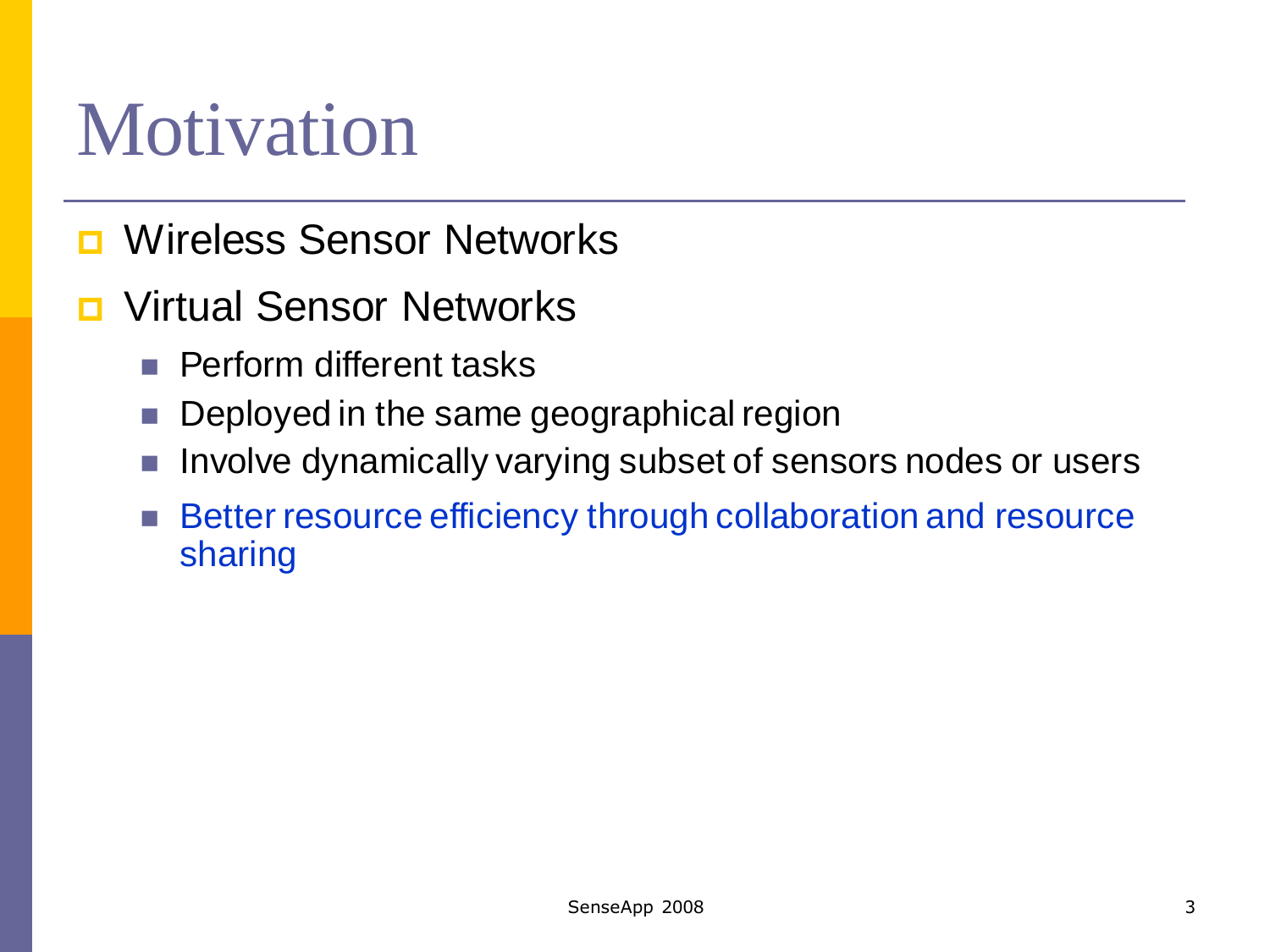# Motivation

- Wireless Sensor Networks
- Virtual Sensor Networks
  - Perform different tasks
  - Deployed in the same geographical region
  - Involve dynamically varying subset of sensors nodes or users
  - Better resource efficiency through collaboration and resource sharing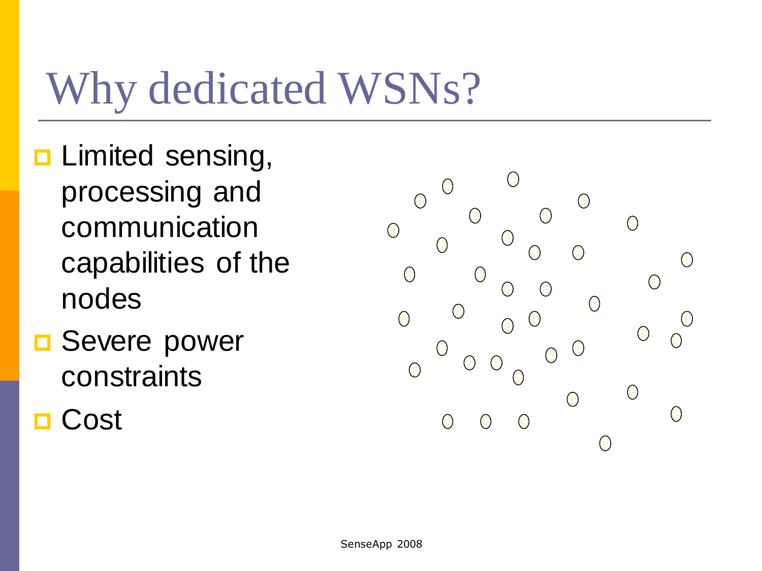# Why dedicated WSNs?

- Limited sensing, processing and communication capabilities of the nodes
- Severe power constraints
- Cost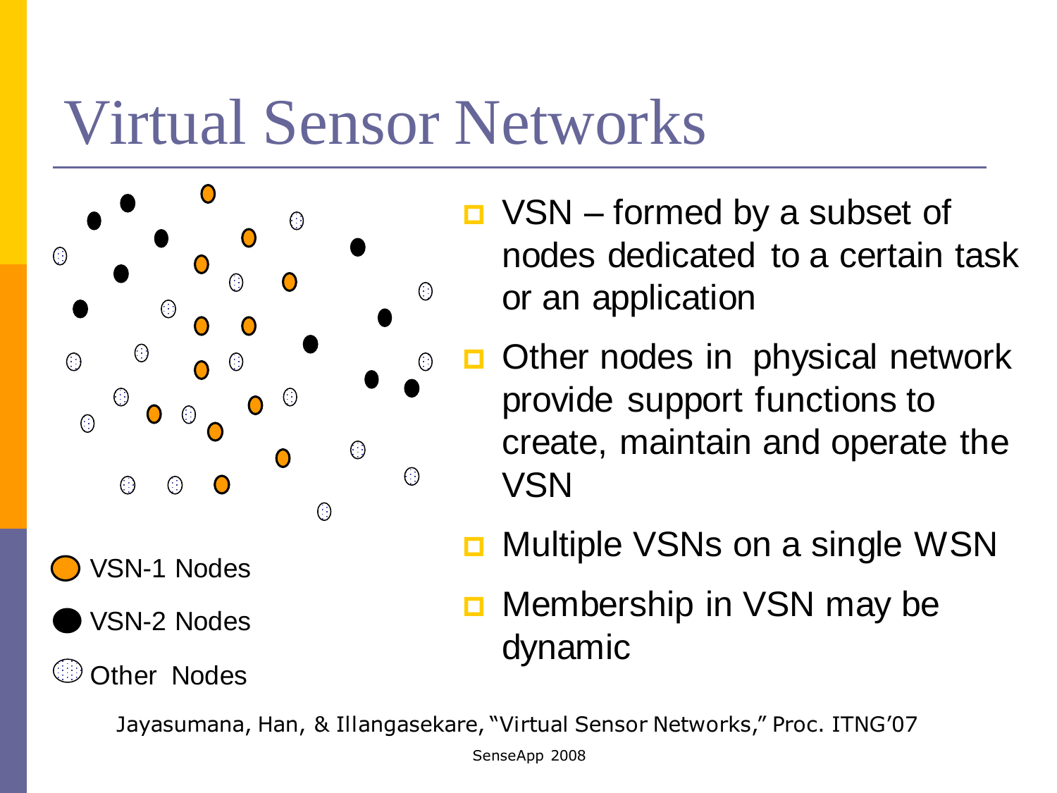# Virtual Sensor Networks

VSN-1 Nodes

VSN-2 Nodes

Other Nodes

- VSN – formed by a subset of nodes dedicated to a certain task or an application
- Other nodes in physical network provide support functions to create, maintain and operate the VSN
- Multiple VSNs on a single WSN
- Membership in VSN may be dynamic

Jayasumana, Han, & Illangasekare, "Virtual Sensor Networks," Proc. ITNG'07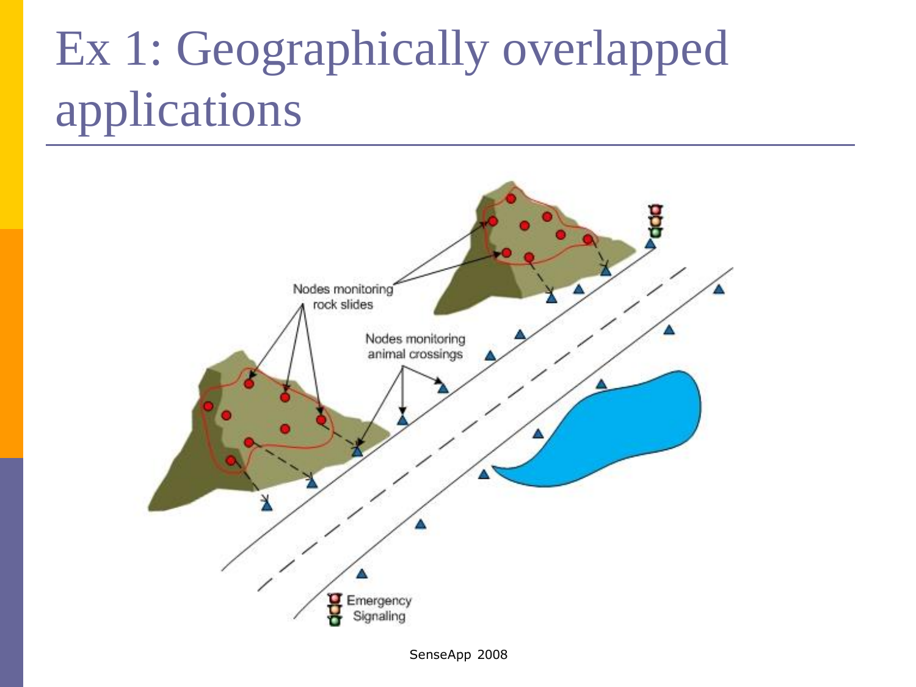# Ex 1: Geographically overlapped applications

Nodes monitoring rock slides

Nodes monitoring animal crossings

Emergency Signaling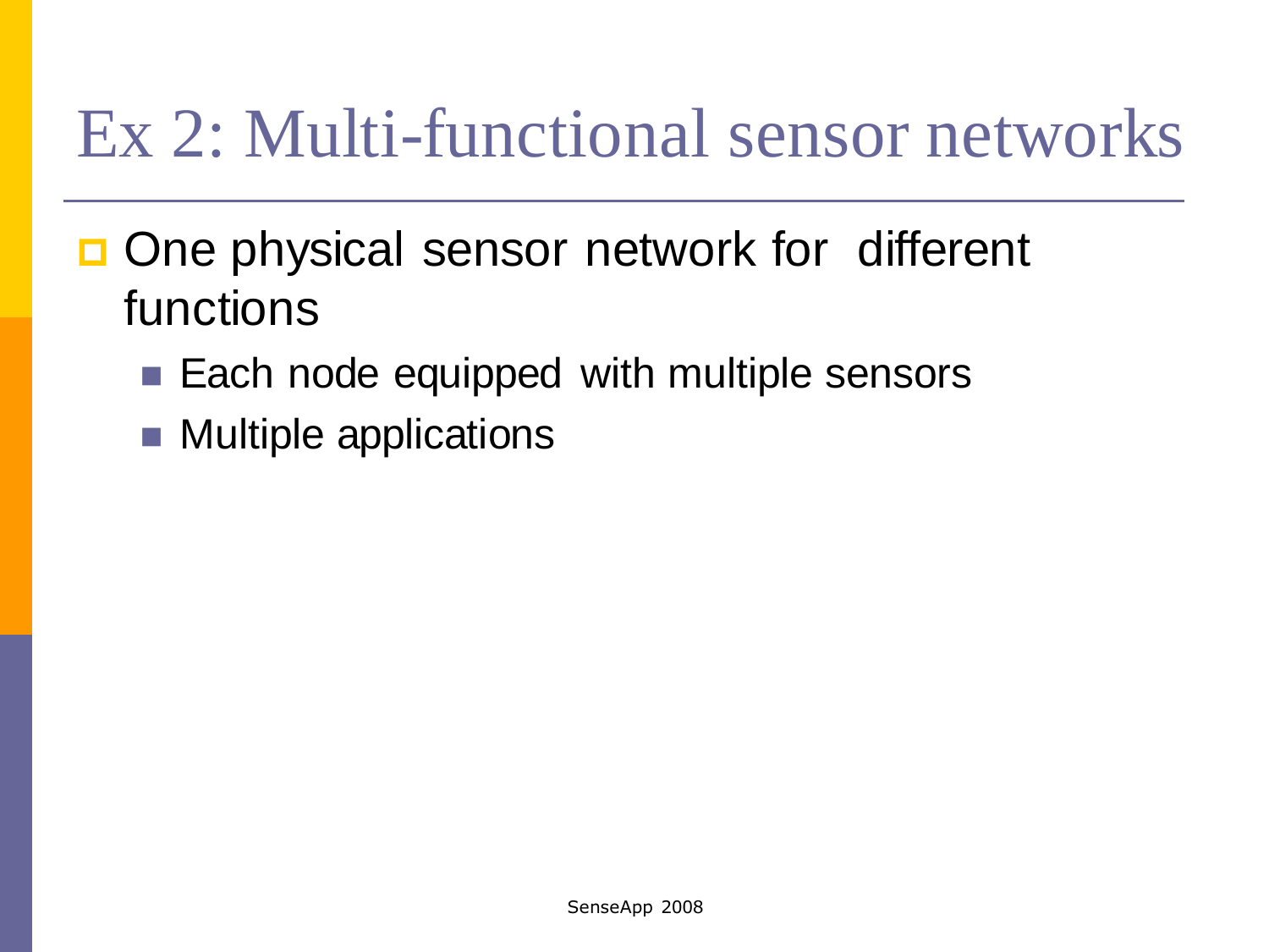# Ex 2: Multi-functional sensor networks

- One physical sensor network for different functions
  - Each node equipped with multiple sensors
  - Multiple applications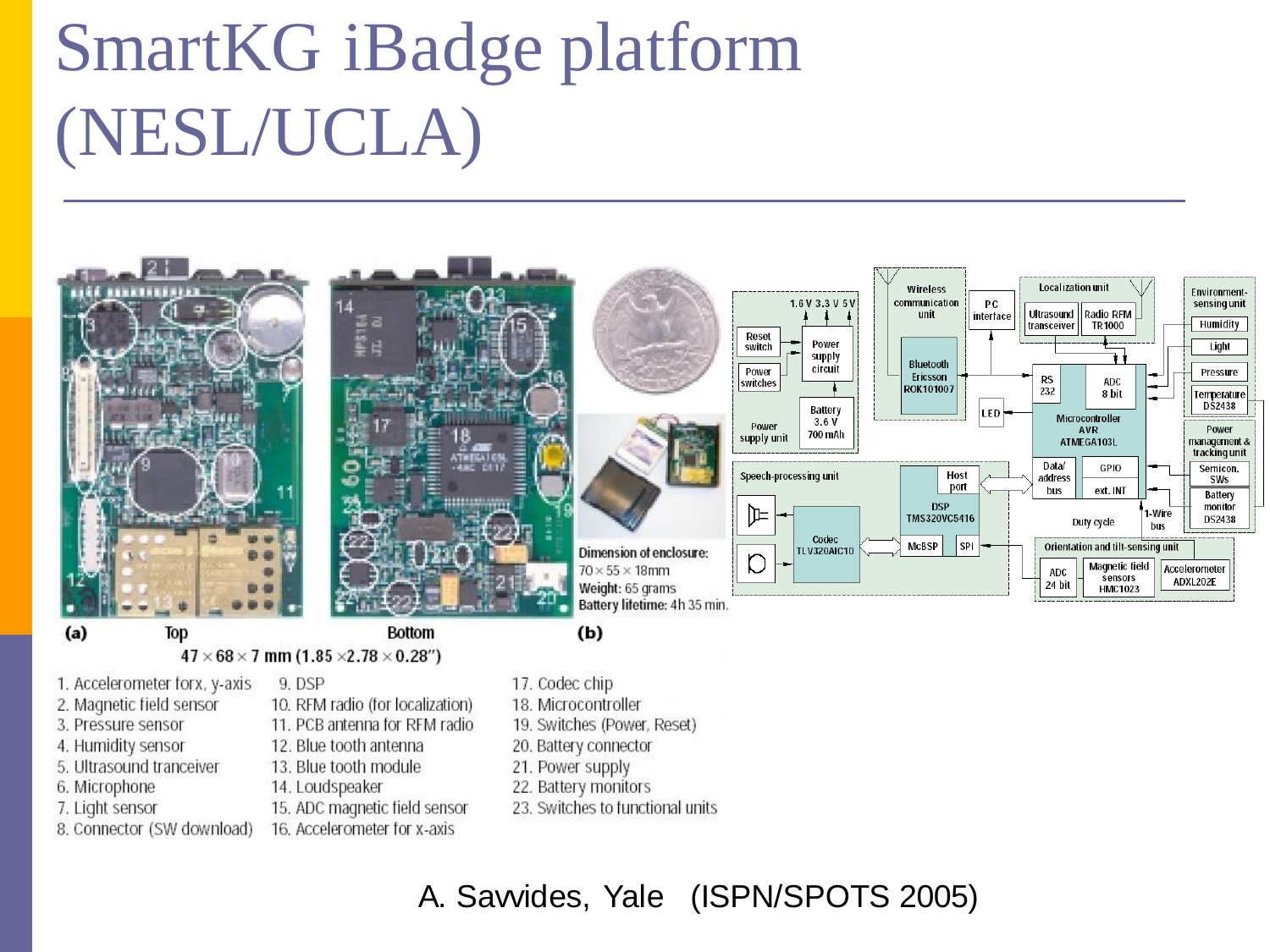# SmartKG iBadge platform (NESL/UCLA)

(a) Top Bottom

47 × 68 × 7 mm (1.85 ×2.78 × 0.28")

(b)

**Dimension of enclosure:** 70 × 55 × 18mm
**Weight:** 65 grams
**Battery lifetime:** 4h 35 min.

1. Accelerometer forx, y-axis
2. Magnetic field sensor
3. Pressure sensor
4. Humidity sensor
5. Ultrasound tranceiver
6. Microphone
7. Light sensor
8. Connector (SW download)
9. DSP
10. RFM radio (for localization)
11. PCB antenna for RFM radio
12. Blue tooth antenna
13. Blue tooth module
14. Loudspeaker
15. ADC magnetic field sensor
16. Accelerometer for x-axis
17. Codec chip
18. Microcontroller
19. Switches (Power, Reset)
20. Battery connector
21. Power supply
22. Battery monitors
23. Switches to functional units

A. Savvides, Yale (ISPN/SPOTS 2005)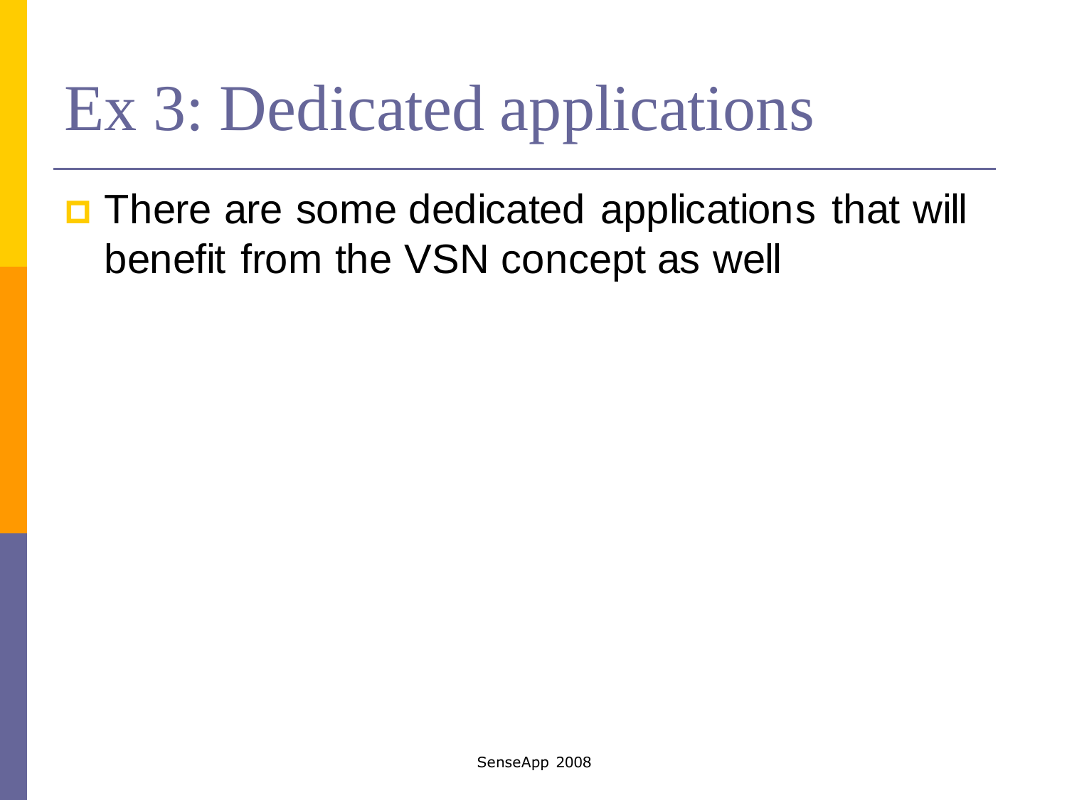# Ex 3: Dedicated applications

- There are some dedicated applications that will benefit from the VSN concept as well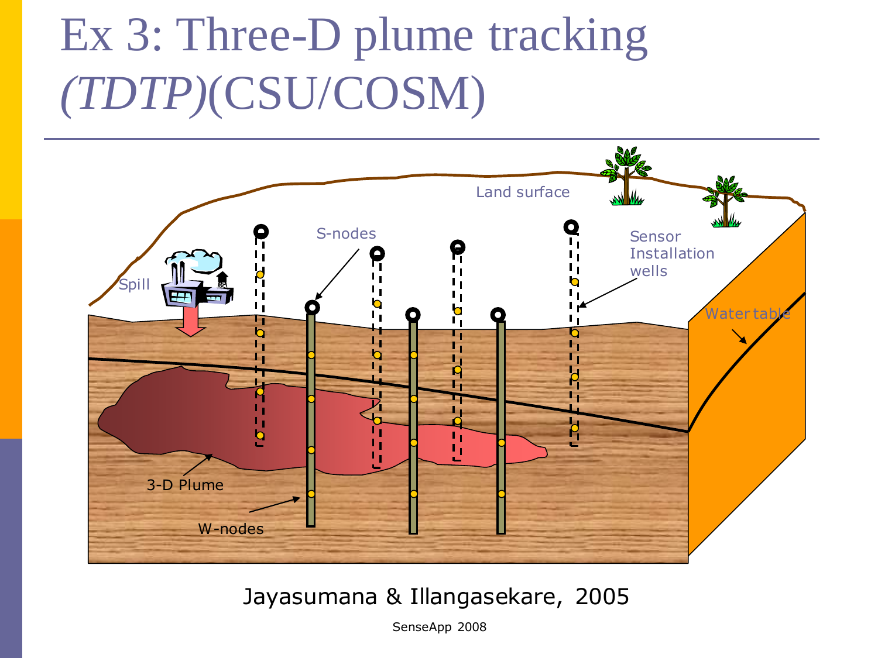# Ex 3: Three-D plume tracking *(TDTP)*(CSU/COSM)

Land surface

S-nodes

Sensor Installation wells

Spill

Water table

3-D Plume

W-nodes

Jayasumana & Illangasekare, 2005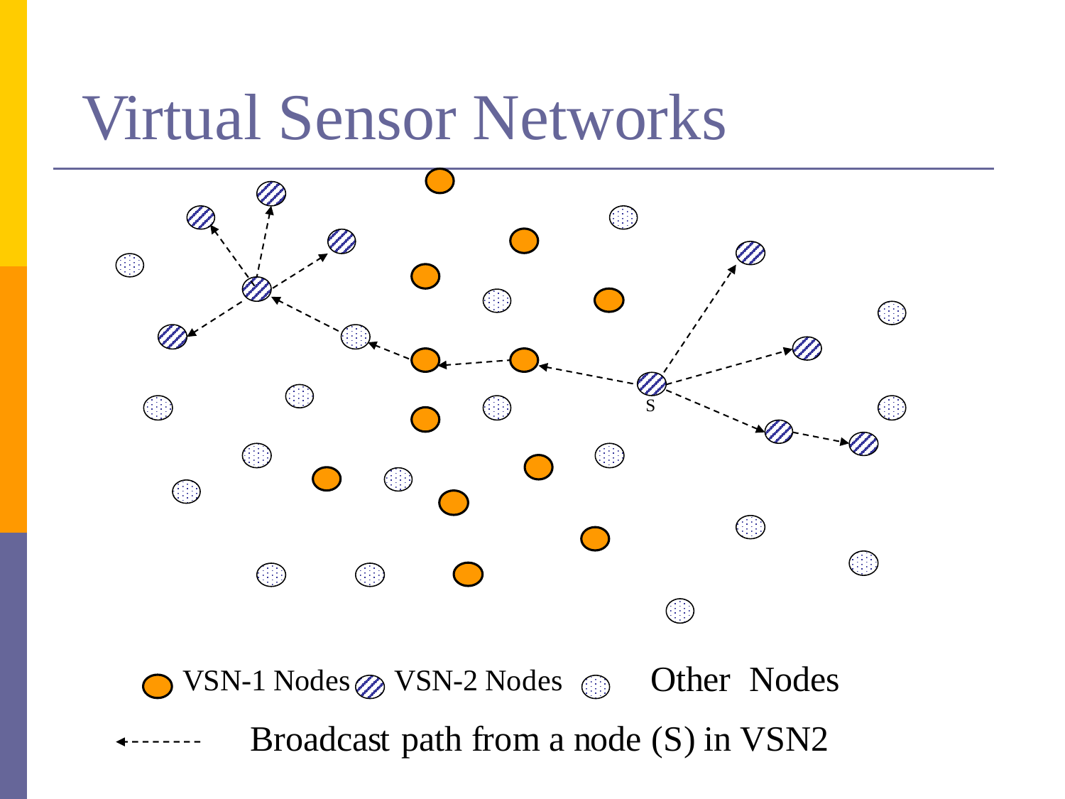# Virtual Sensor Networks

S

VSN-1 Nodes VSN-2 Nodes Other Nodes

Broadcast path from a node (S) in VSN2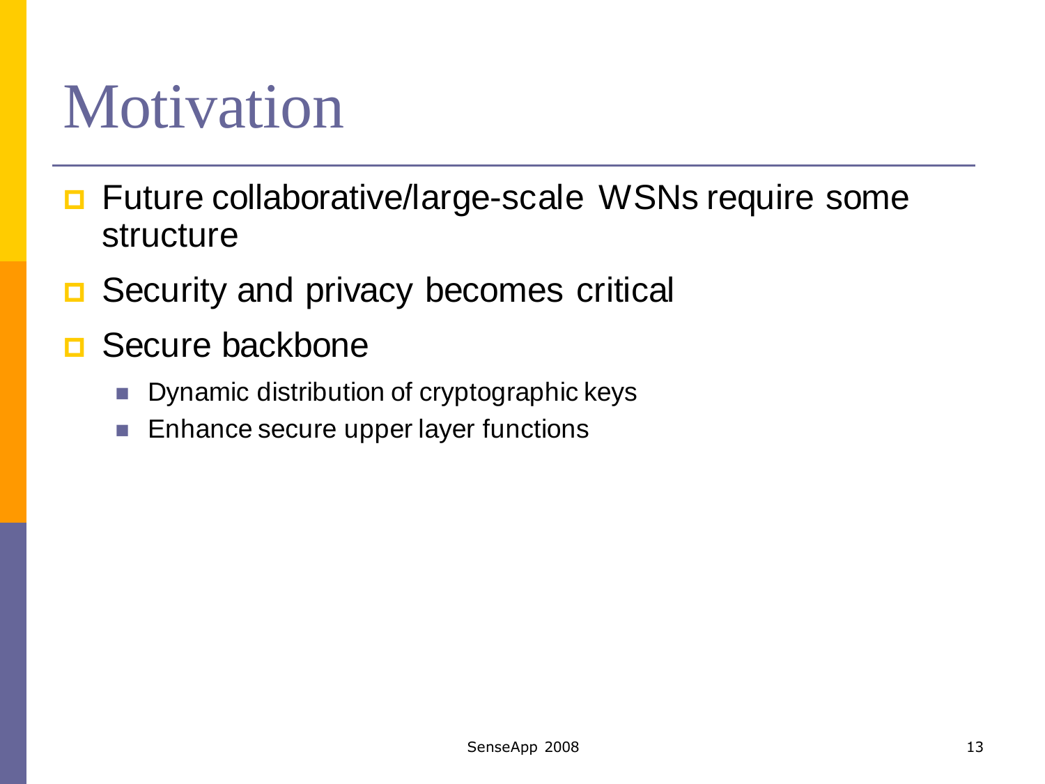# Motivation

- Future collaborative/large-scale WSNs require some structure
- Security and privacy becomes critical
- Secure backbone
  - Dynamic distribution of cryptographic keys
  - Enhance secure upper layer functions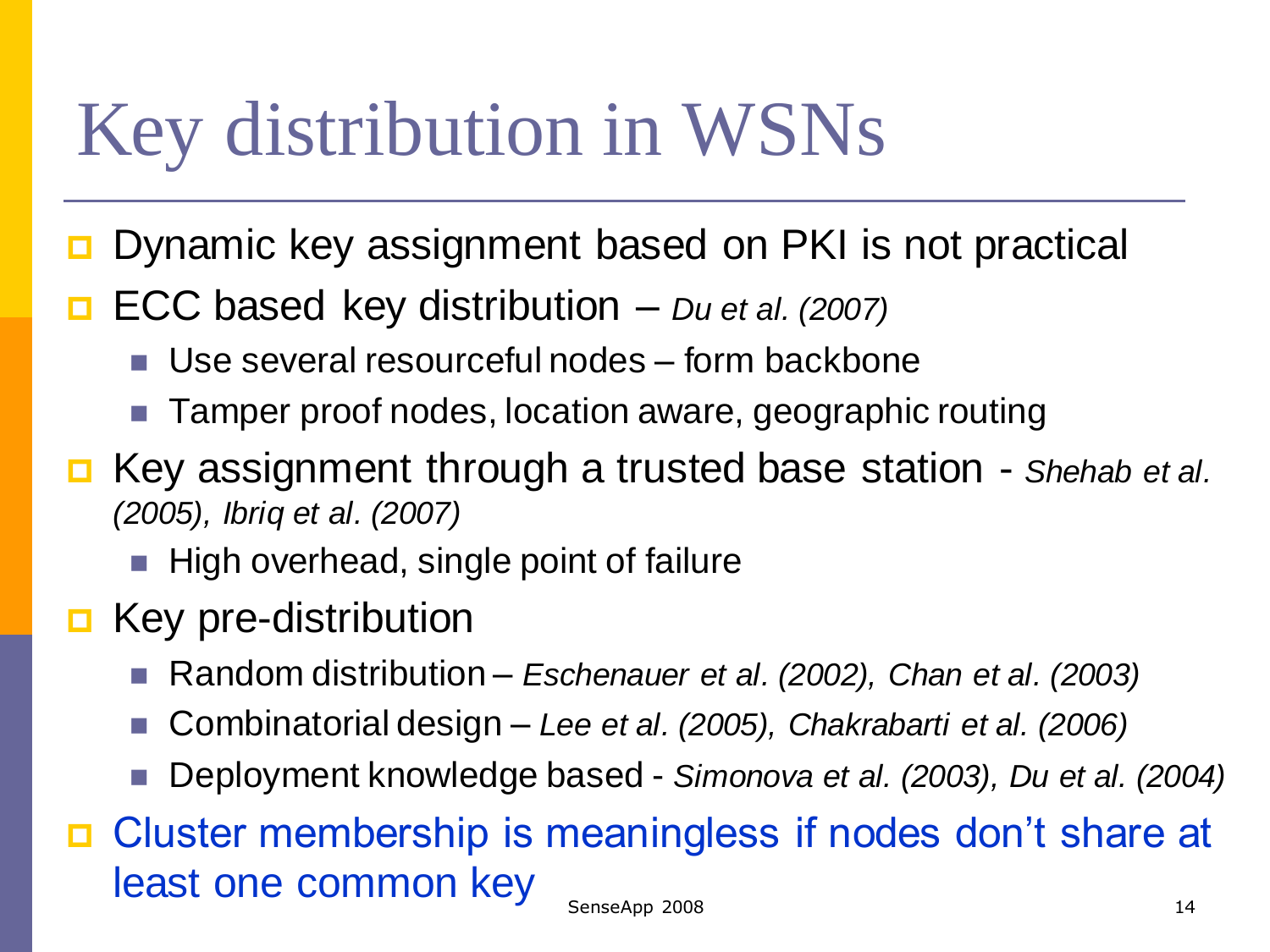# Key distribution in WSNs

- Dynamic key assignment based on PKI is not practical
- ECC based key distribution – *Du et al. (2007)*
  - Use several resourceful nodes – form backbone
  - Tamper proof nodes, location aware, geographic routing
- Key assignment through a trusted base station - *Shehab et al. (2005), Ibriq et al. (2007)*
  - High overhead, single point of failure
- Key pre-distribution
  - Random distribution – *Eschenauer et al. (2002), Chan et al. (2003)*
  - Combinatorial design – *Lee et al. (2005), Chakrabarti et al. (2006)*
  - Deployment knowledge based - *Simonova et al. (2003), Du et al. (2004)*
- Cluster membership is meaningless if nodes don't share at least one common key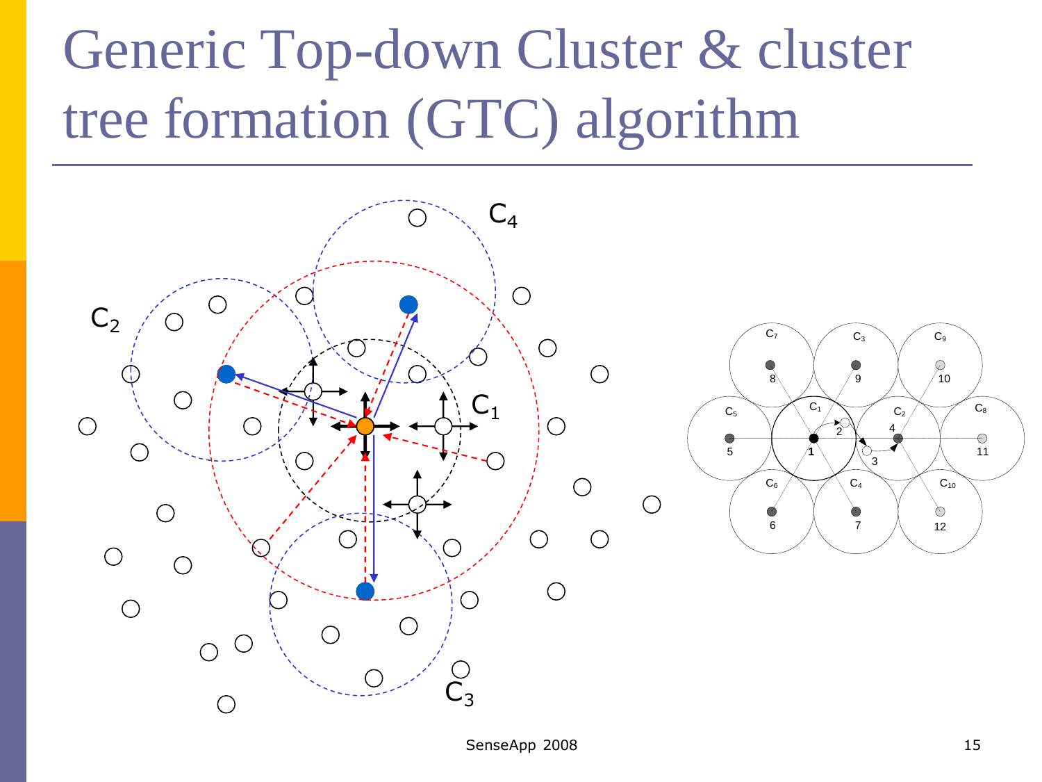# Generic Top-down Cluster & cluster tree formation (GTC) algorithm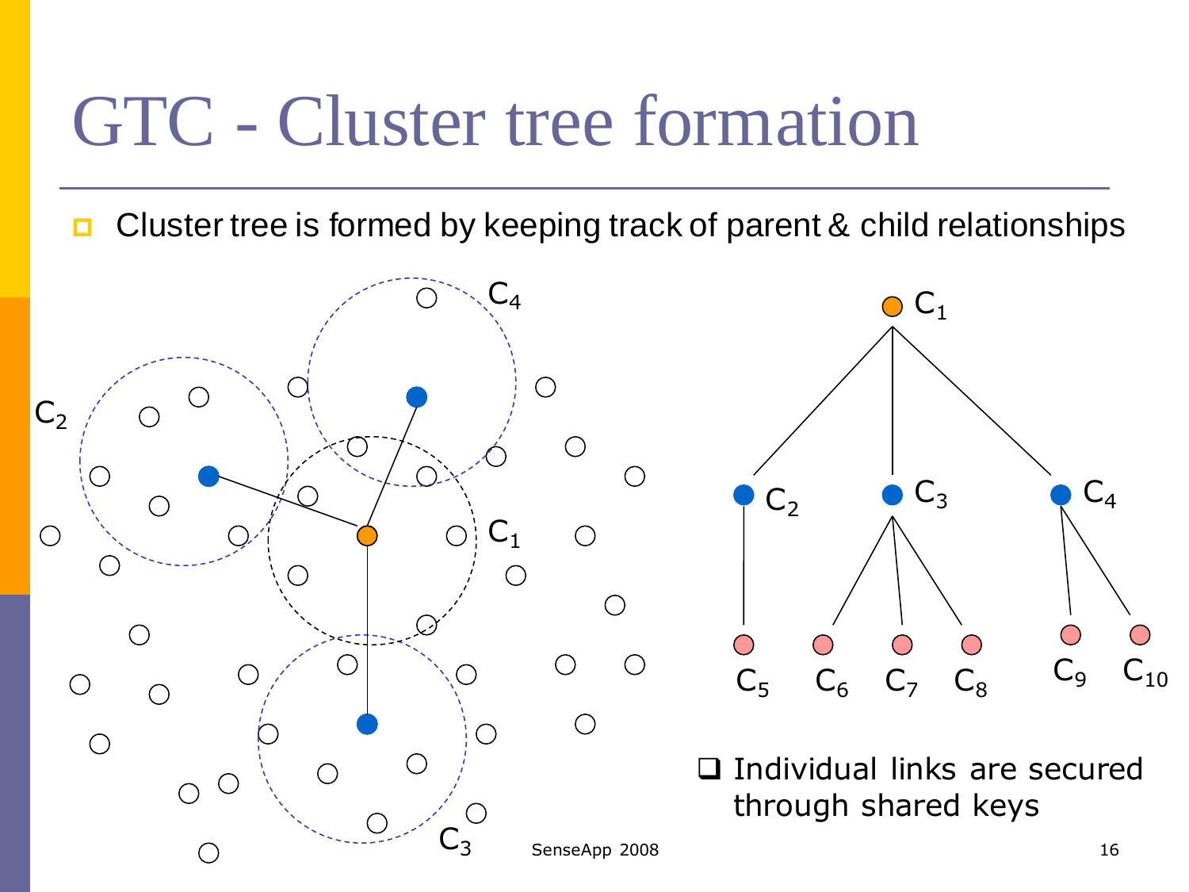# GTC - Cluster tree formation

- Cluster tree is formed by keeping track of parent & child relationships

- Individual links are secured through shared keys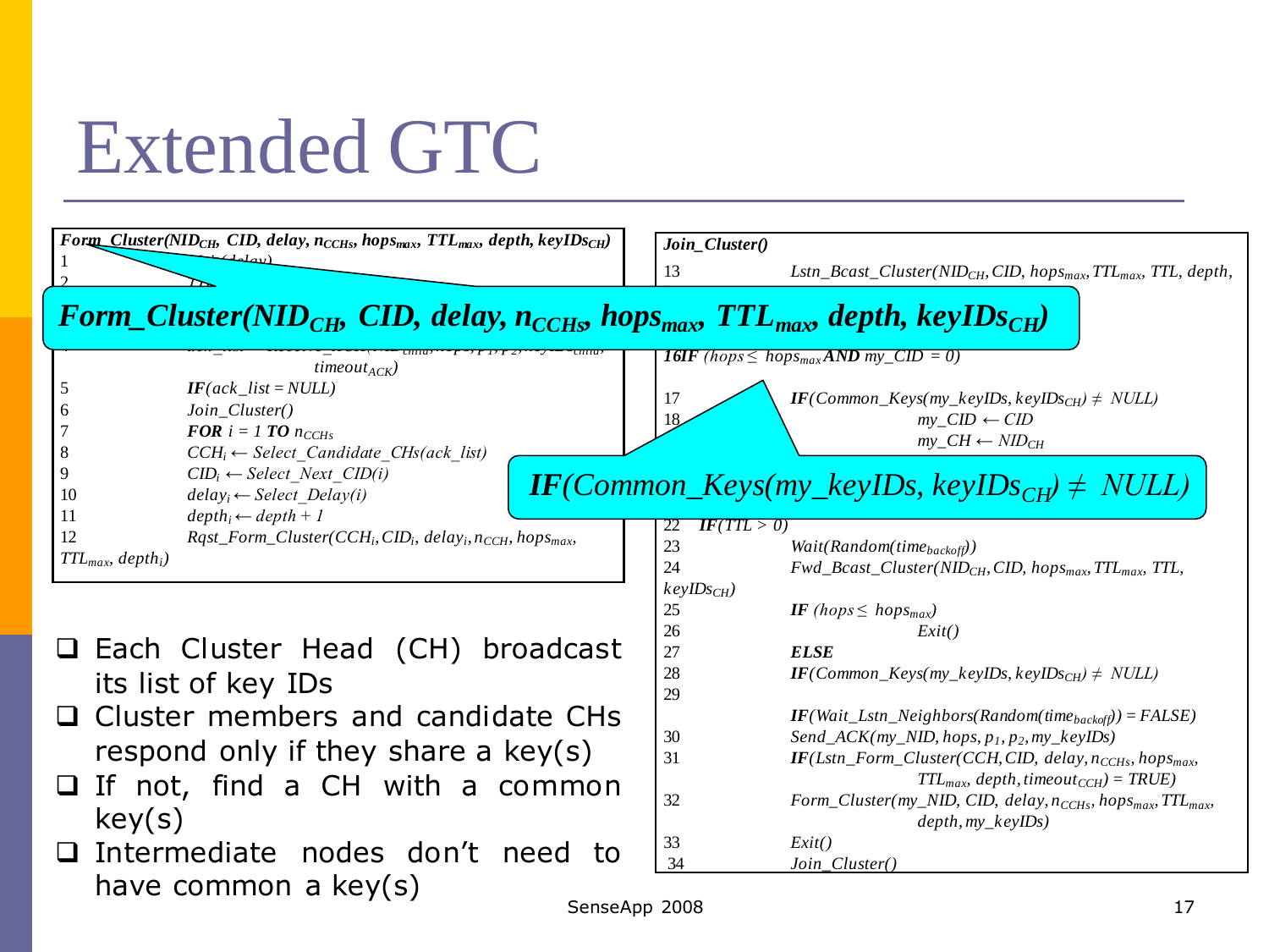# Extended GTC

*Form_Cluster($NID_{CH}$, CID, delay, $n_{CCHs}$, $hops_{max}$, $TTL_{max}$, depth, $keyIDs_{CH}$)*

```
1
2
4                                              timeout_ACK)
5          IF(ack_list = NULL)
6          Join_Cluster()
7          FOR i = 1 TO n_CCHs
8          CCH_i ← Select_Candidate_CHs(ack_list)
9          CID_i ← Select_Next_CID(i)
10         delay_i ← Select_Delay(i)
11         depth_i ← depth + 1
12         Rqst_Form_Cluster(CCH_i, CID_i, delay_i, n_CCH, hops_max,
TTL_max, depth_i)
```

*Join_Cluster()*

```
13         Lstn_Bcast_Cluster(NID_CH, CID, hops_max, TTL_max, TTL, depth,
16IF (hops ≤ hops_max AND my_CID = 0)
17         IF(Common_Keys(my_keyIDs, keyIDs_CH) ≠ NULL)
18                    my_CID ← CID
                      my_CH ← NID_CH
22   IF(TTL > 0)
23         Wait(Random(time_backoff))
24         Fwd_Bcast_Cluster(NID_CH, CID, hops_max, TTL_max, TTL,
keyIDs_CH)
25         IF (hops ≤ hops_max)
26                    Exit()
27         ELSE
28         IF(Common_Keys(my_keyIDs, keyIDs_CH) ≠ NULL)
29
           IF(Wait_Lstn_Neighbors(Random(time_backoff)) = FALSE)
30         Send_ACK(my_NID, hops, p_1, p_2, my_keyIDs)
31         IF(Lstn_Form_Cluster(CCH, CID, delay, n_CCHs, hops_max,
                      TTL_max, depth, timeout_CCH) = TRUE)
32         Form_Cluster(my_NID, CID, delay, n_CCHs, hops_max, TTL_max,
                      depth, my_keyIDs)
33         Exit()
34         Join_Cluster()
```

**Form_Cluster($NID_{CH}$, CID, delay, $n_{CCHs}$, $hops_{max}$, $TTL_{max}$, depth, $keyIDs_{CH}$)**

**IF(Common_Keys(my_keyIDs, $keyIDs_{CH}$) ≠ NULL)**

- Each Cluster Head (CH) broadcast its list of key IDs
- Cluster members and candidate CHs respond only if they share a key(s)
- If not, find a CH with a common key(s)
- Intermediate nodes don't need to have common a key(s)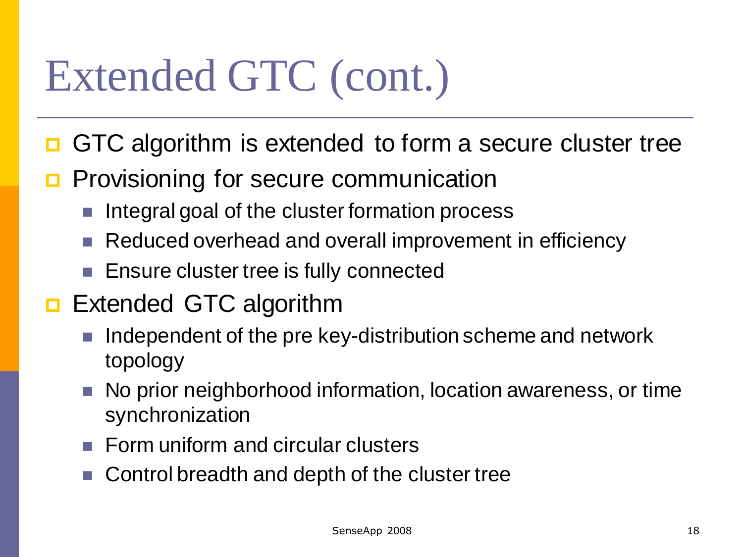# Extended GTC (cont.)

- GTC algorithm is extended to form a secure cluster tree
- Provisioning for secure communication
  - Integral goal of the cluster formation process
  - Reduced overhead and overall improvement in efficiency
  - Ensure cluster tree is fully connected
- Extended GTC algorithm
  - Independent of the pre key-distribution scheme and network topology
  - No prior neighborhood information, location awareness, or time synchronization
  - Form uniform and circular clusters
  - Control breadth and depth of the cluster tree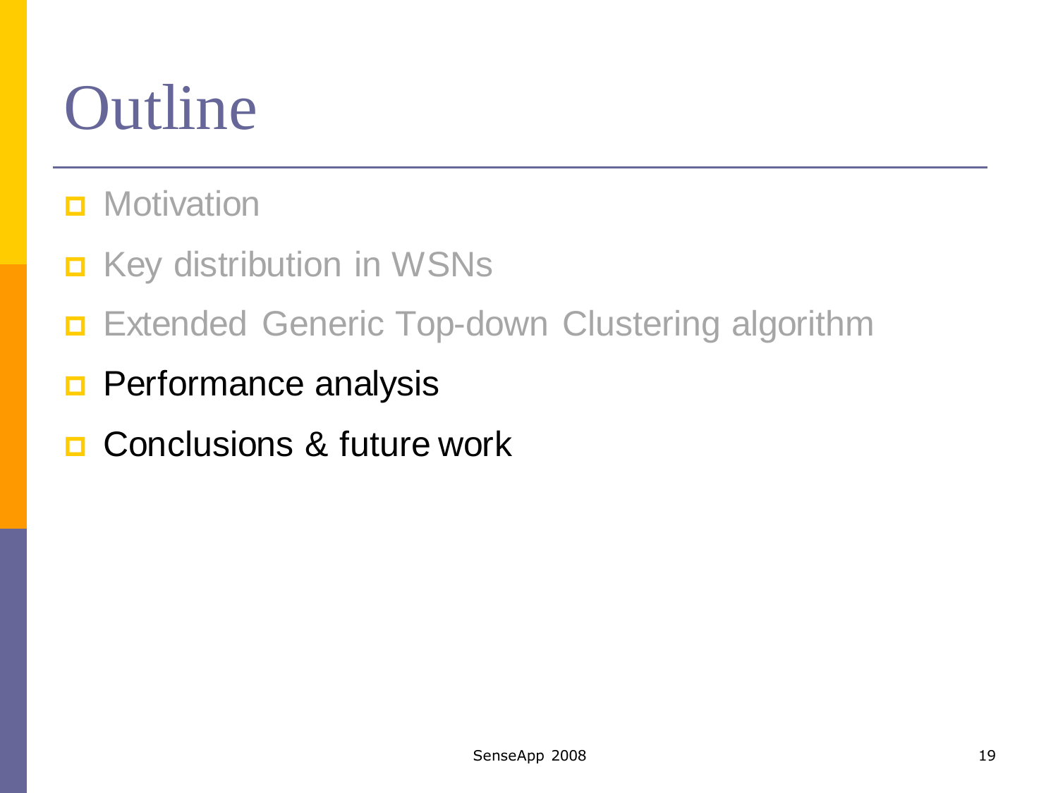# Outline

- Motivation
- Key distribution in WSNs
- Extended Generic Top-down Clustering algorithm
- Performance analysis
- Conclusions & future work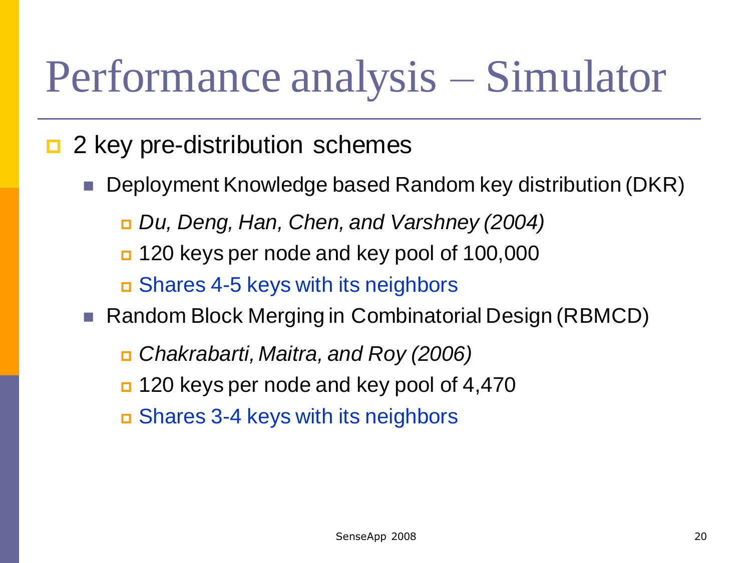# Performance analysis – Simulator

- 2 key pre-distribution schemes
  - Deployment Knowledge based Random key distribution (DKR)
    - *Du, Deng, Han, Chen, and Varshney (2004)*
    - 120 keys per node and key pool of 100,000
    - Shares 4-5 keys with its neighbors
  - Random Block Merging in Combinatorial Design (RBMCD)
    - *Chakrabarti, Maitra, and Roy (2006)*
    - 120 keys per node and key pool of 4,470
    - Shares 3-4 keys with its neighbors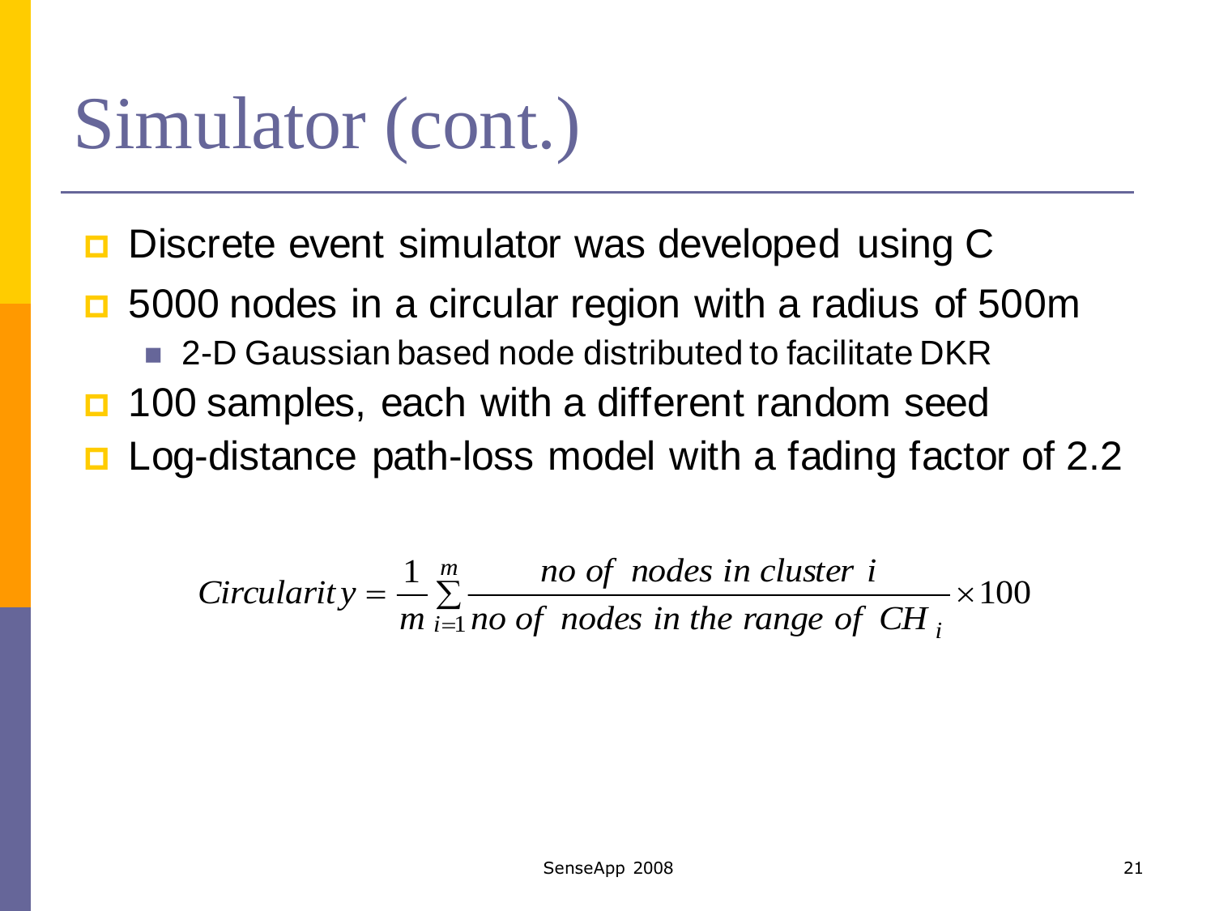# Simulator (cont.)

- Discrete event simulator was developed using C
- 5000 nodes in a circular region with a radius of 500m
  - 2-D Gaussian based node distributed to facilitate DKR
- 100 samples, each with a different random seed
- Log-distance path-loss model with a fading factor of 2.2

$$Circularity = \frac{1}{m}\sum_{i=1}^{m} \frac{no\ of\ \ nodes\ in\ cluster\ i}{no\ of\ \ nodes\ in\ the\ range\ of\ \ CH_i} \times 100$$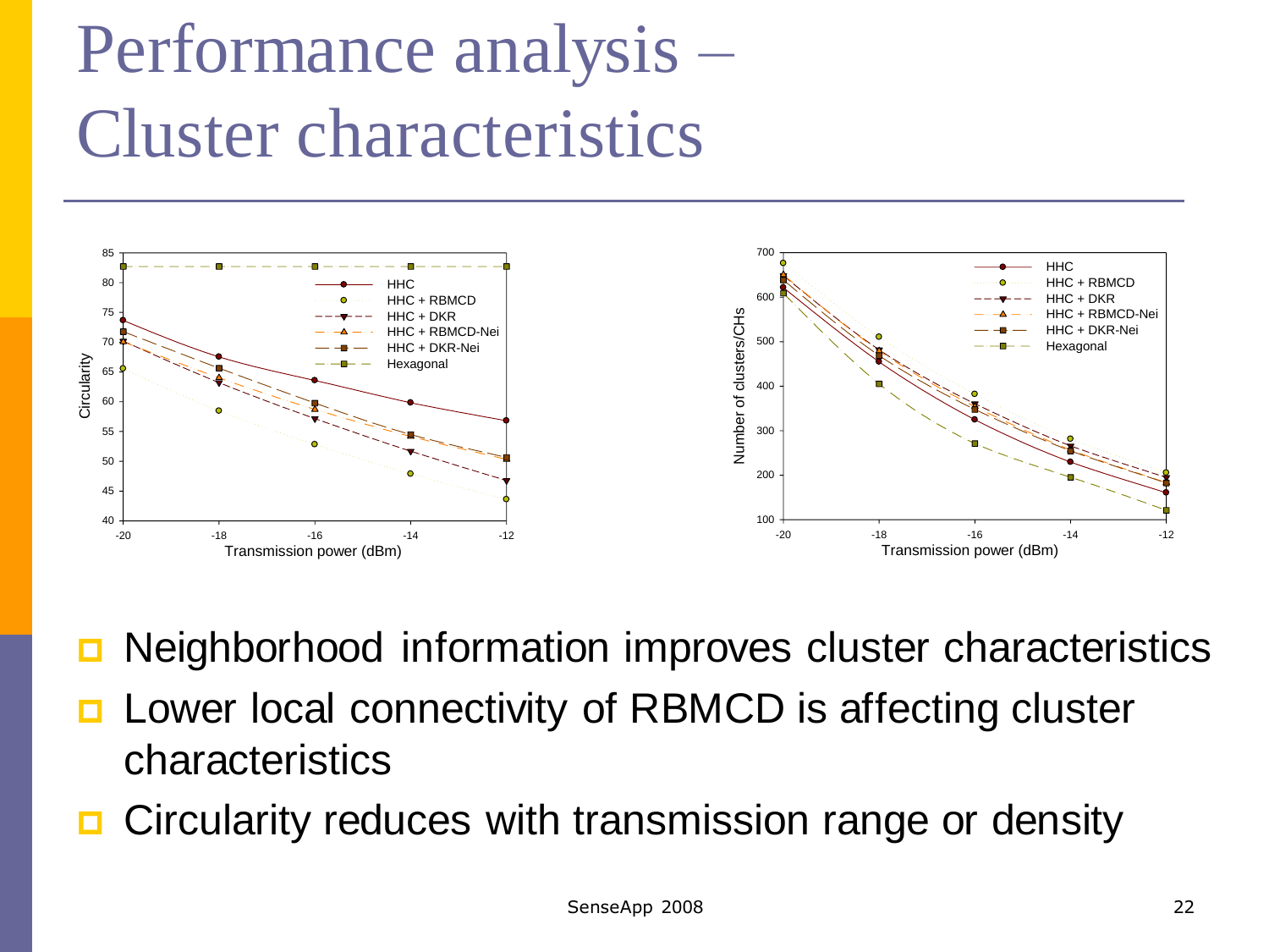# Performance analysis – Cluster characteristics

- Neighborhood information improves cluster characteristics
- Lower local connectivity of RBMCD is affecting cluster characteristics
- Circularity reduces with transmission range or density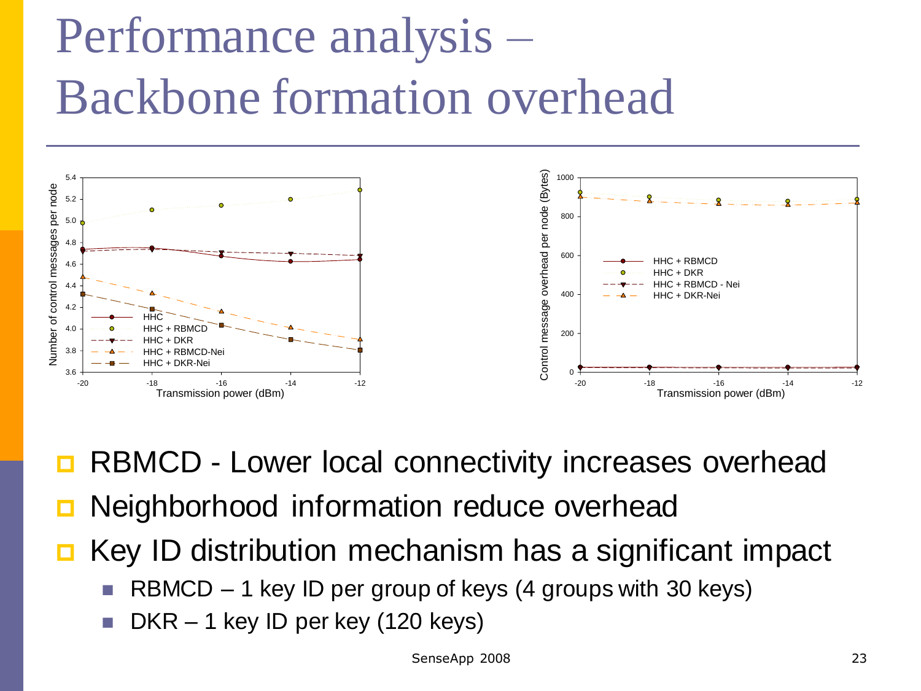# Performance analysis – Backbone formation overhead

- RBMCD - Lower local connectivity increases overhead
- Neighborhood information reduce overhead
- Key ID distribution mechanism has a significant impact
  - RBMCD – 1 key ID per group of keys (4 groups with 30 keys)
  - DKR – 1 key ID per key (120 keys)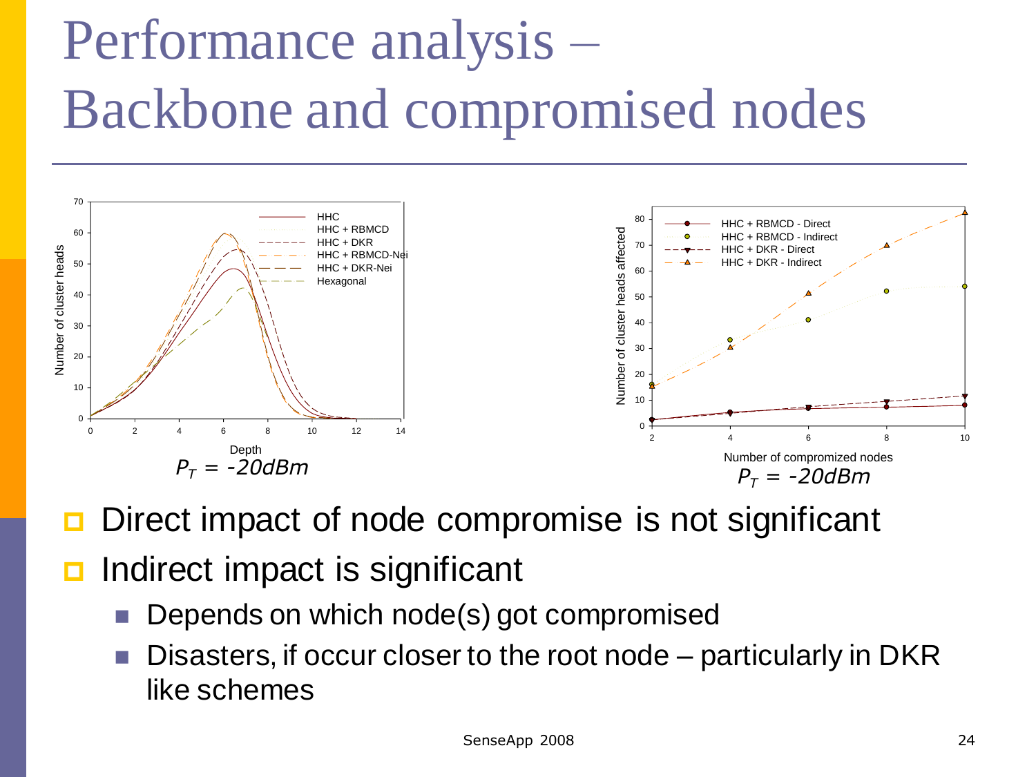# Performance analysis – Backbone and compromised nodes

$P_T$ = -20dBm

$P_T$ = -20dBm

- Direct impact of node compromise is not significant
- Indirect impact is significant
  - Depends on which node(s) got compromised
  - Disasters, if occur closer to the root node – particularly in DKR like schemes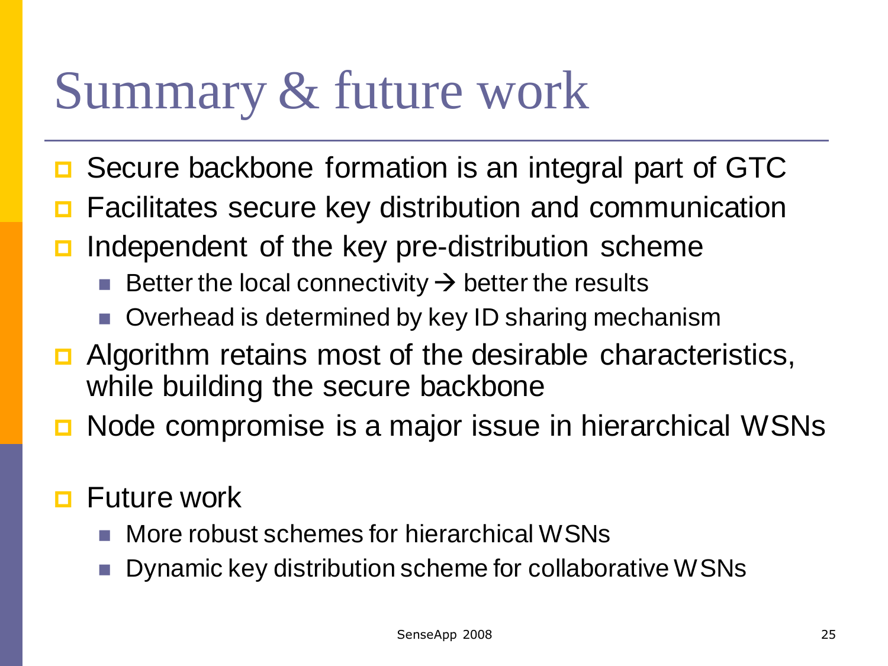# Summary & future work

- Secure backbone formation is an integral part of GTC
- Facilitates secure key distribution and communication
- Independent of the key pre-distribution scheme
  - Better the local connectivity → better the results
  - Overhead is determined by key ID sharing mechanism
- Algorithm retains most of the desirable characteristics, while building the secure backbone
- Node compromise is a major issue in hierarchical WSNs

- Future work
  - More robust schemes for hierarchical WSNs
  - Dynamic key distribution scheme for collaborative WSNs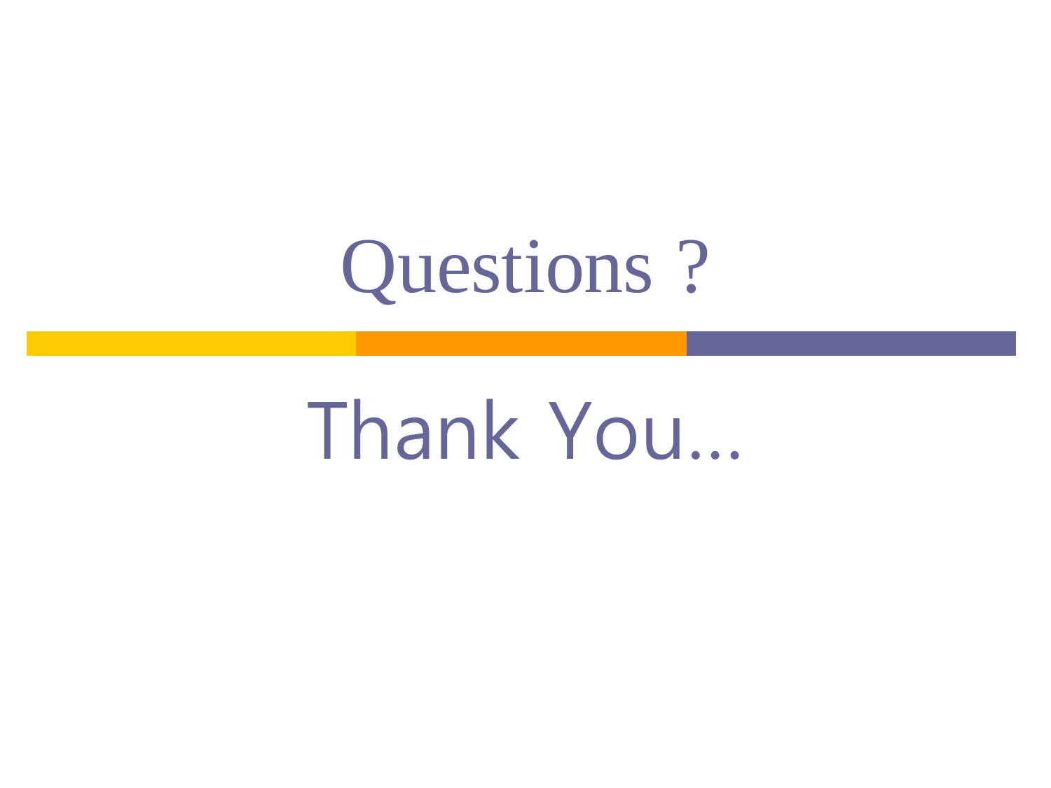# Questions ?

Thank You…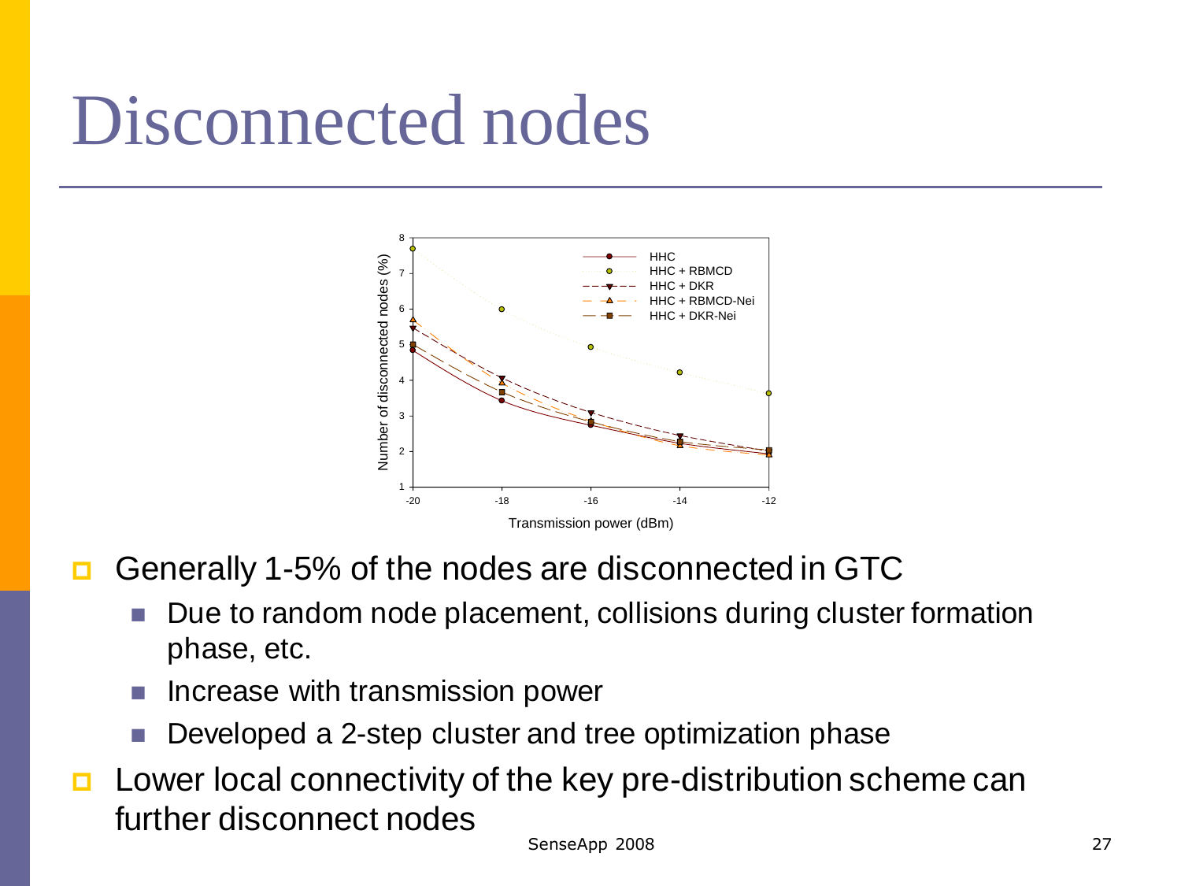# Disconnected nodes

Number of disconnected nodes (%)

8
7
6
5
4
3
2
1

-20 -18 -16 -14 -12

Transmission power (dBm)

HHC
HHC + RBMCD
HHC + DKR
HHC + RBMCD-Nei
HHC + DKR-Nei

- Generally 1-5% of the nodes are disconnected in GTC
  - Due to random node placement, collisions during cluster formation phase, etc.
  - Increase with transmission power
  - Developed a 2-step cluster and tree optimization phase
- Lower local connectivity of the key pre-distribution scheme can further disconnect nodes